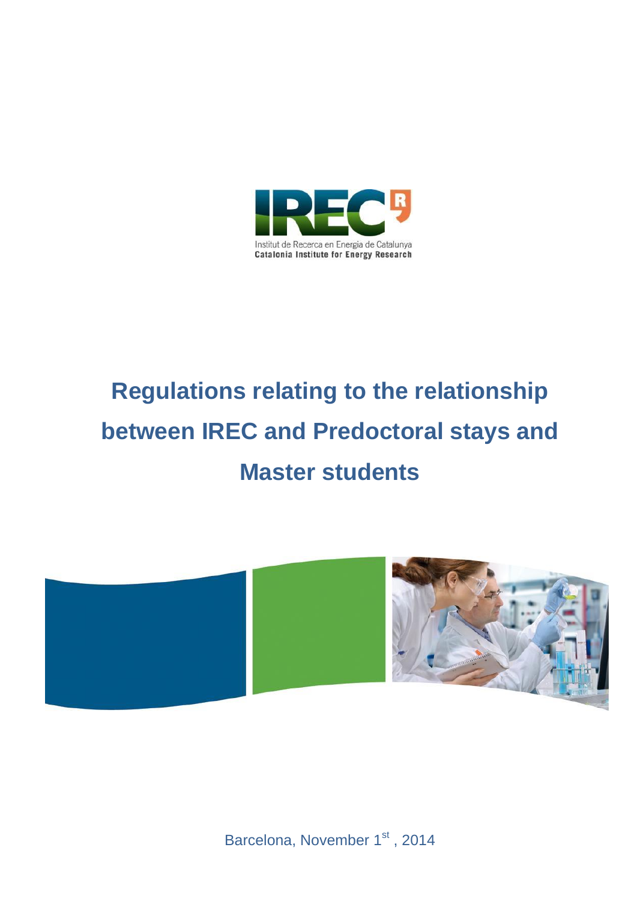IRECR

Institut de Recerca en Energia de Catalunya
Catalonia Institute for Energy Research

# Regulations relating to the relationship between IREC and Predoctoral stays and Master students

Barcelona, November 1st , 2014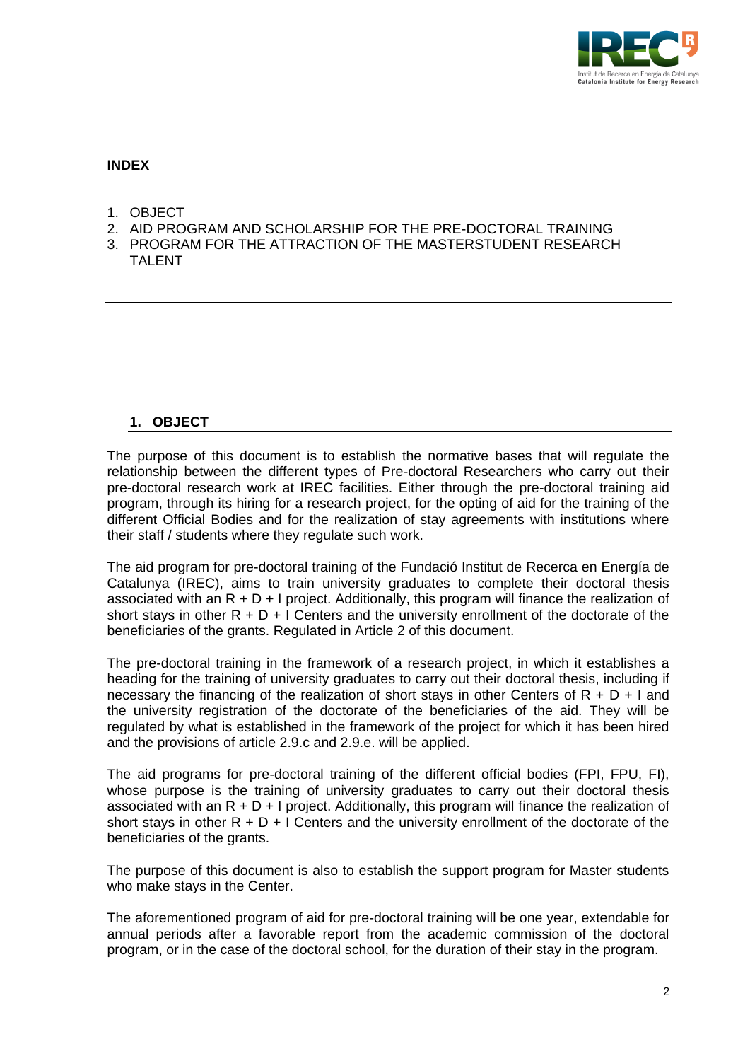**INDEX**

1. OBJECT
2. AID PROGRAM AND SCHOLARSHIP FOR THE PRE-DOCTORAL TRAINING
3. PROGRAM FOR THE ATTRACTION OF THE MASTERSTUDENT RESEARCH TALENT

---

## 1. OBJECT

The purpose of this document is to establish the normative bases that will regulate the relationship between the different types of Pre-doctoral Researchers who carry out their pre-doctoral research work at IREC facilities. Either through the pre-doctoral training aid program, through its hiring for a research project, for the opting of aid for the training of the different Official Bodies and for the realization of stay agreements with institutions where their staff / students where they regulate such work.

The aid program for pre-doctoral training of the Fundació Institut de Recerca en Energía de Catalunya (IREC), aims to train university graduates to complete their doctoral thesis associated with an R + D + I project. Additionally, this program will finance the realization of short stays in other R + D + I Centers and the university enrollment of the doctorate of the beneficiaries of the grants. Regulated in Article 2 of this document.

The pre-doctoral training in the framework of a research project, in which it establishes a heading for the training of university graduates to carry out their doctoral thesis, including if necessary the financing of the realization of short stays in other Centers of R + D + I and the university registration of the doctorate of the beneficiaries of the aid. They will be regulated by what is established in the framework of the project for which it has been hired and the provisions of article 2.9.c and 2.9.e. will be applied.

The aid programs for pre-doctoral training of the different official bodies (FPI, FPU, FI), whose purpose is the training of university graduates to carry out their doctoral thesis associated with an R + D + I project. Additionally, this program will finance the realization of short stays in other R + D + I Centers and the university enrollment of the doctorate of the beneficiaries of the grants.

The purpose of this document is also to establish the support program for Master students who make stays in the Center.

The aforementioned program of aid for pre-doctoral training will be one year, extendable for annual periods after a favorable report from the academic commission of the doctoral program, or in the case of the doctoral school, for the duration of their stay in the program.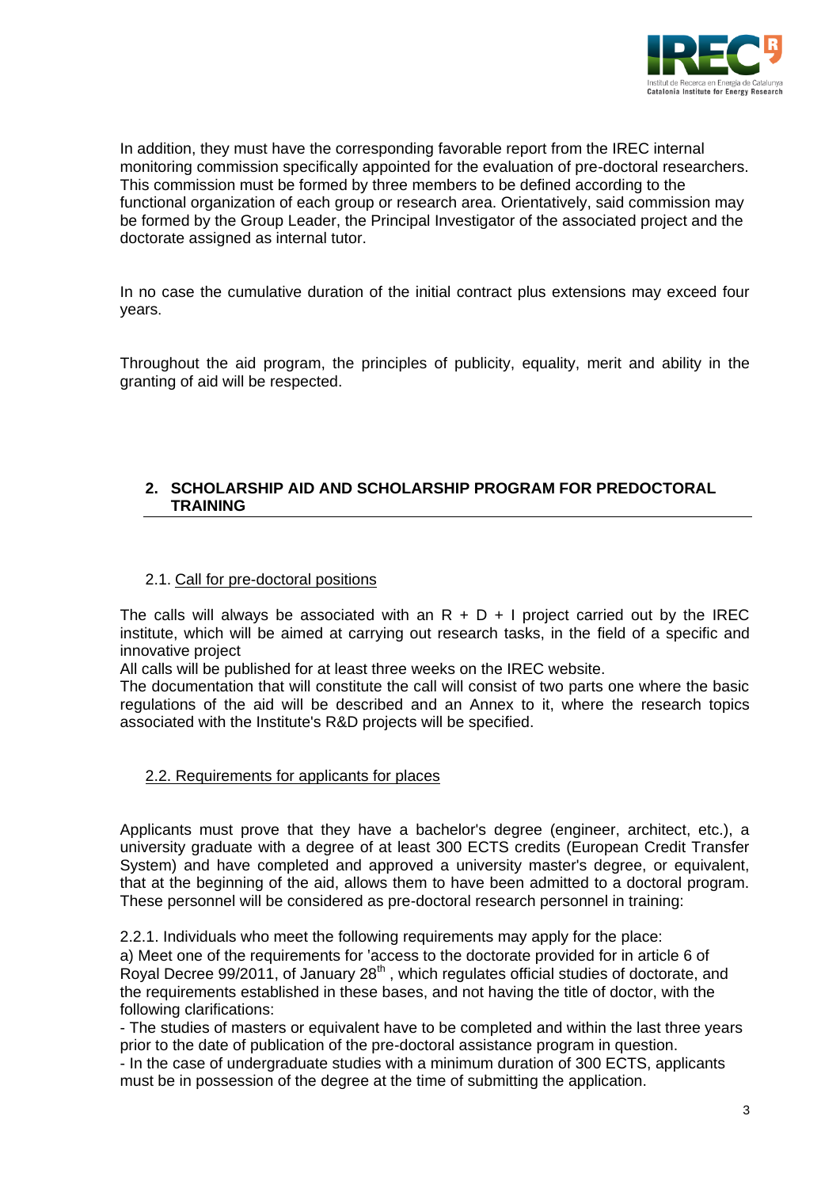In addition, they must have the corresponding favorable report from the IREC internal monitoring commission specifically appointed for the evaluation of pre-doctoral researchers. This commission must be formed by three members to be defined according to the functional organization of each group or research area. Orientatively, said commission may be formed by the Group Leader, the Principal Investigator of the associated project and the doctorate assigned as internal tutor.

In no case the cumulative duration of the initial contract plus extensions may exceed four years.

Throughout the aid program, the principles of publicity, equality, merit and ability in the granting of aid will be respected.

## 2. SCHOLARSHIP AID AND SCHOLARSHIP PROGRAM FOR PREDOCTORAL TRAINING

### 2.1. Call for pre-doctoral positions

The calls will always be associated with an R + D + I project carried out by the IREC institute, which will be aimed at carrying out research tasks, in the field of a specific and innovative project

All calls will be published for at least three weeks on the IREC website.

The documentation that will constitute the call will consist of two parts one where the basic regulations of the aid will be described and an Annex to it, where the research topics associated with the Institute's R&D projects will be specified.

### 2.2. Requirements for applicants for places

Applicants must prove that they have a bachelor's degree (engineer, architect, etc.), a university graduate with a degree of at least 300 ECTS credits (European Credit Transfer System) and have completed and approved a university master's degree, or equivalent, that at the beginning of the aid, allows them to have been admitted to a doctoral program. These personnel will be considered as pre-doctoral research personnel in training:

2.2.1. Individuals who meet the following requirements may apply for the place:

a) Meet one of the requirements for 'access to the doctorate provided for in article 6 of Royal Decree 99/2011, of January 28th , which regulates official studies of doctorate, and the requirements established in these bases, and not having the title of doctor, with the following clarifications:

- The studies of masters or equivalent have to be completed and within the last three years prior to the date of publication of the pre-doctoral assistance program in question.
- In the case of undergraduate studies with a minimum duration of 300 ECTS, applicants must be in possession of the degree at the time of submitting the application.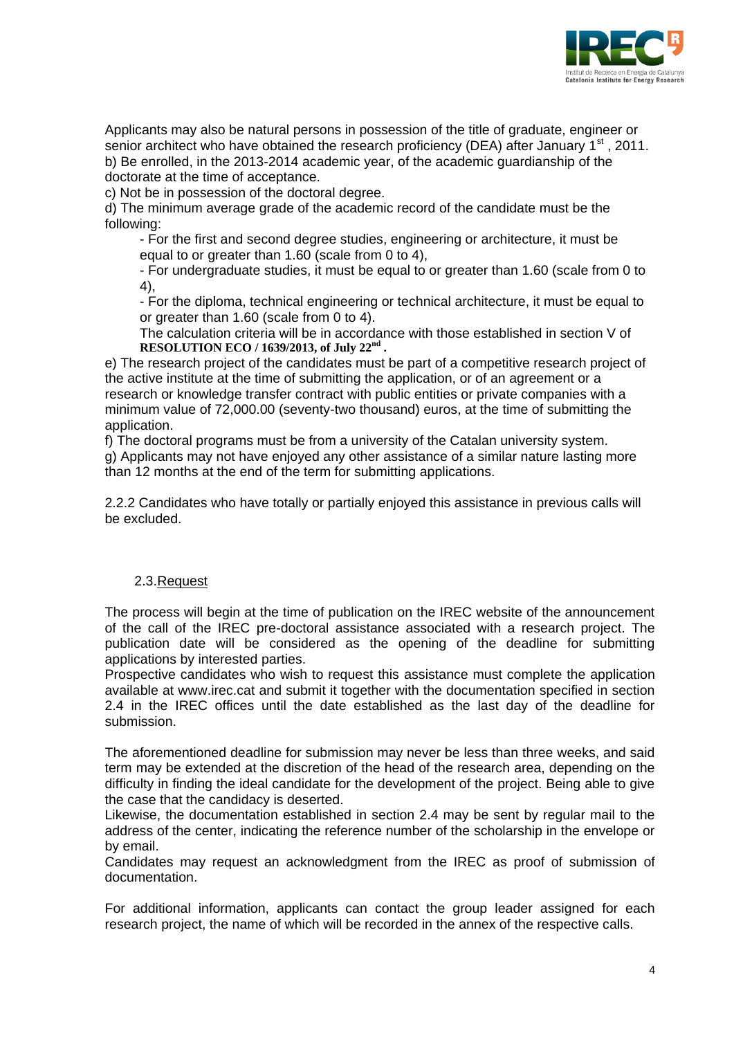Applicants may also be natural persons in possession of the title of graduate, engineer or senior architect who have obtained the research proficiency (DEA) after January 1st, 2011.
b) Be enrolled, in the 2013-2014 academic year, of the academic guardianship of the doctorate at the time of acceptance.
c) Not be in possession of the doctoral degree.
d) The minimum average grade of the academic record of the candidate must be the following:

- For the first and second degree studies, engineering or architecture, it must be equal to or greater than 1.60 (scale from 0 to 4),
- For undergraduate studies, it must be equal to or greater than 1.60 (scale from 0 to 4),
- For the diploma, technical engineering or technical architecture, it must be equal to or greater than 1.60 (scale from 0 to 4).

The calculation criteria will be in accordance with those established in section V of **RESOLUTION ECO / 1639/2013, of July 22nd .**

e) The research project of the candidates must be part of a competitive research project of the active institute at the time of submitting the application, or of an agreement or a research or knowledge transfer contract with public entities or private companies with a minimum value of 72,000.00 (seventy-two thousand) euros, at the time of submitting the application.
f) The doctoral programs must be from a university of the Catalan university system.
g) Applicants may not have enjoyed any other assistance of a similar nature lasting more than 12 months at the end of the term for submitting applications.

2.2.2 Candidates who have totally or partially enjoyed this assistance in previous calls will be excluded.

### 2.3. Request

The process will begin at the time of publication on the IREC website of the announcement of the call of the IREC pre-doctoral assistance associated with a research project. The publication date will be considered as the opening of the deadline for submitting applications by interested parties.
Prospective candidates who wish to request this assistance must complete the application available at www.irec.cat and submit it together with the documentation specified in section 2.4 in the IREC offices until the date established as the last day of the deadline for submission.

The aforementioned deadline for submission may never be less than three weeks, and said term may be extended at the discretion of the head of the research area, depending on the difficulty in finding the ideal candidate for the development of the project. Being able to give the case that the candidacy is deserted.
Likewise, the documentation established in section 2.4 may be sent by regular mail to the address of the center, indicating the reference number of the scholarship in the envelope or by email.
Candidates may request an acknowledgment from the IREC as proof of submission of documentation.

For additional information, applicants can contact the group leader assigned for each research project, the name of which will be recorded in the annex of the respective calls.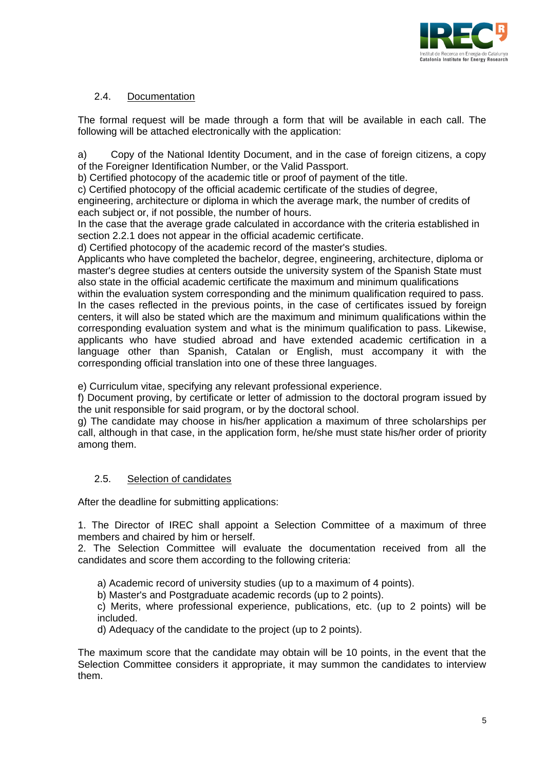### 2.4. Documentation

The formal request will be made through a form that will be available in each call. The following will be attached electronically with the application:

a) Copy of the National Identity Document, and in the case of foreign citizens, a copy of the Foreigner Identification Number, or the Valid Passport.
b) Certified photocopy of the academic title or proof of payment of the title.
c) Certified photocopy of the official academic certificate of the studies of degree, engineering, architecture or diploma in which the average mark, the number of credits of each subject or, if not possible, the number of hours.
In the case that the average grade calculated in accordance with the criteria established in section 2.2.1 does not appear in the official academic certificate.
d) Certified photocopy of the academic record of the master's studies.
Applicants who have completed the bachelor, degree, engineering, architecture, diploma or master's degree studies at centers outside the university system of the Spanish State must also state in the official academic certificate the maximum and minimum qualifications within the evaluation system corresponding and the minimum qualification required to pass. In the cases reflected in the previous points, in the case of certificates issued by foreign centers, it will also be stated which are the maximum and minimum qualifications within the corresponding evaluation system and what is the minimum qualification to pass. Likewise, applicants who have studied abroad and have extended academic certification in a language other than Spanish, Catalan or English, must accompany it with the corresponding official translation into one of these three languages.

e) Curriculum vitae, specifying any relevant professional experience.
f) Document proving, by certificate or letter of admission to the doctoral program issued by the unit responsible for said program, or by the doctoral school.
g) The candidate may choose in his/her application a maximum of three scholarships per call, although in that case, in the application form, he/she must state his/her order of priority among them.

### 2.5. Selection of candidates

After the deadline for submitting applications:

1. The Director of IREC shall appoint a Selection Committee of a maximum of three members and chaired by him or herself.
2. The Selection Committee will evaluate the documentation received from all the candidates and score them according to the following criteria:

   a) Academic record of university studies (up to a maximum of 4 points).
   b) Master's and Postgraduate academic records (up to 2 points).
   c) Merits, where professional experience, publications, etc. (up to 2 points) will be included.
   d) Adequacy of the candidate to the project (up to 2 points).

The maximum score that the candidate may obtain will be 10 points, in the event that the Selection Committee considers it appropriate, it may summon the candidates to interview them.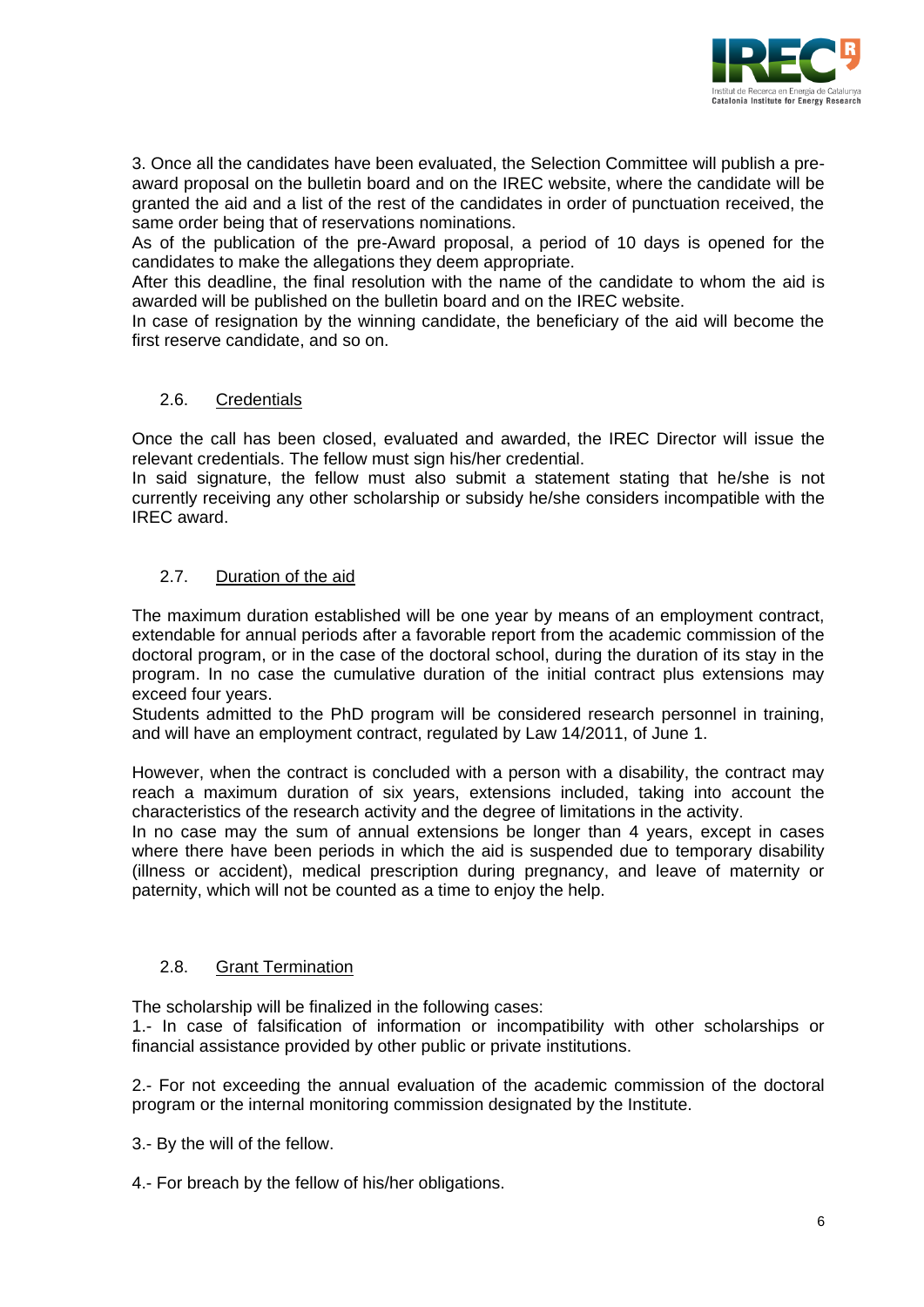3. Once all the candidates have been evaluated, the Selection Committee will publish a pre-award proposal on the bulletin board and on the IREC website, where the candidate will be granted the aid and a list of the rest of the candidates in order of punctuation received, the same order being that of reservations nominations.
As of the publication of the pre-Award proposal, a period of 10 days is opened for the candidates to make the allegations they deem appropriate.
After this deadline, the final resolution with the name of the candidate to whom the aid is awarded will be published on the bulletin board and on the IREC website.
In case of resignation by the winning candidate, the beneficiary of the aid will become the first reserve candidate, and so on.

### 2.6. Credentials

Once the call has been closed, evaluated and awarded, the IREC Director will issue the relevant credentials. The fellow must sign his/her credential.
In said signature, the fellow must also submit a statement stating that he/she is not currently receiving any other scholarship or subsidy he/she considers incompatible with the IREC award.

### 2.7. Duration of the aid

The maximum duration established will be one year by means of an employment contract, extendable for annual periods after a favorable report from the academic commission of the doctoral program, or in the case of the doctoral school, during the duration of its stay in the program. In no case the cumulative duration of the initial contract plus extensions may exceed four years.
Students admitted to the PhD program will be considered research personnel in training, and will have an employment contract, regulated by Law 14/2011, of June 1.

However, when the contract is concluded with a person with a disability, the contract may reach a maximum duration of six years, extensions included, taking into account the characteristics of the research activity and the degree of limitations in the activity.
In no case may the sum of annual extensions be longer than 4 years, except in cases where there have been periods in which the aid is suspended due to temporary disability (illness or accident), medical prescription during pregnancy, and leave of maternity or paternity, which will not be counted as a time to enjoy the help.

### 2.8. Grant Termination

The scholarship will be finalized in the following cases:
1.- In case of falsification of information or incompatibility with other scholarships or financial assistance provided by other public or private institutions.

2.- For not exceeding the annual evaluation of the academic commission of the doctoral program or the internal monitoring commission designated by the Institute.

3.- By the will of the fellow.

4.- For breach by the fellow of his/her obligations.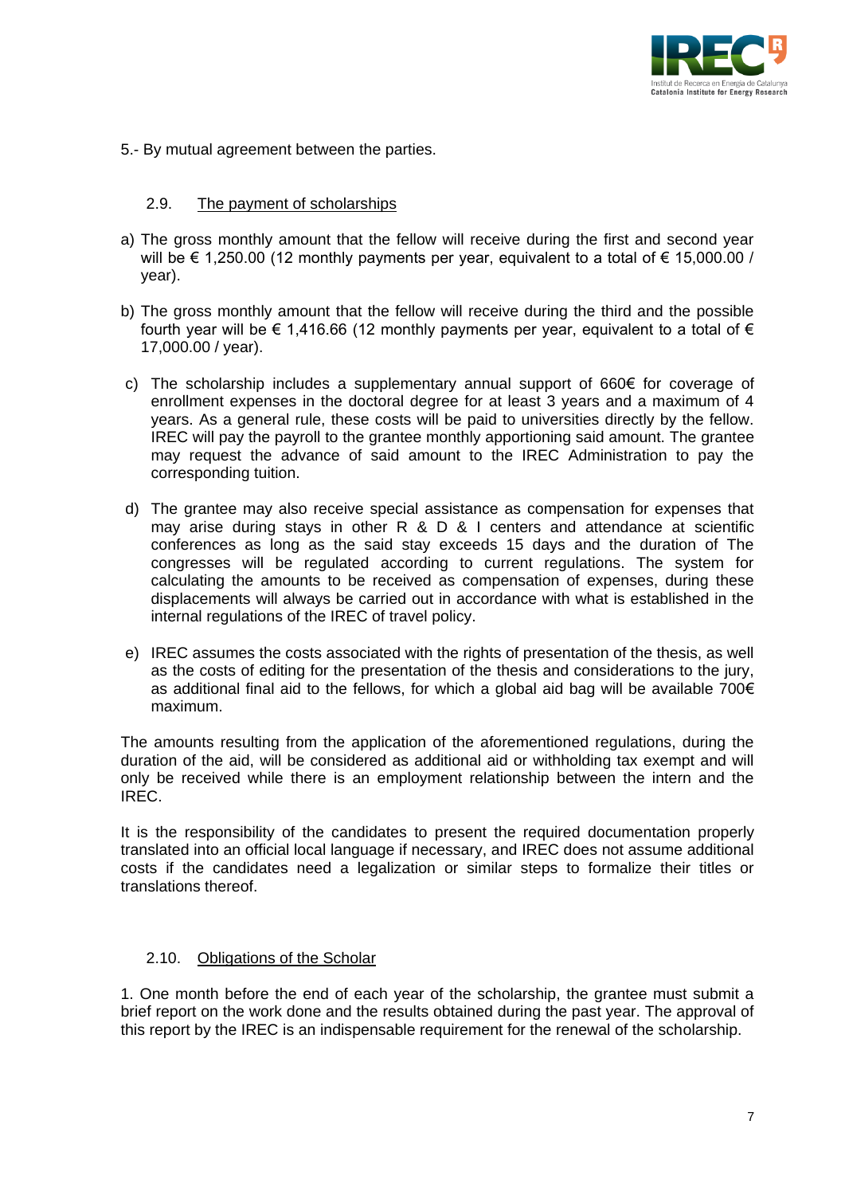5.- By mutual agreement between the parties.

### 2.9. The payment of scholarships

a) The gross monthly amount that the fellow will receive during the first and second year will be € 1,250.00 (12 monthly payments per year, equivalent to a total of € 15,000.00 / year).

b) The gross monthly amount that the fellow will receive during the third and the possible fourth year will be € 1,416.66 (12 monthly payments per year, equivalent to a total of € 17,000.00 / year).

c) The scholarship includes a supplementary annual support of 660€ for coverage of enrollment expenses in the doctoral degree for at least 3 years and a maximum of 4 years. As a general rule, these costs will be paid to universities directly by the fellow. IREC will pay the payroll to the grantee monthly apportioning said amount. The grantee may request the advance of said amount to the IREC Administration to pay the corresponding tuition.

d) The grantee may also receive special assistance as compensation for expenses that may arise during stays in other R & D & I centers and attendance at scientific conferences as long as the said stay exceeds 15 days and the duration of The congresses will be regulated according to current regulations. The system for calculating the amounts to be received as compensation of expenses, during these displacements will always be carried out in accordance with what is established in the internal regulations of the IREC of travel policy.

e) IREC assumes the costs associated with the rights of presentation of the thesis, as well as the costs of editing for the presentation of the thesis and considerations to the jury, as additional final aid to the fellows, for which a global aid bag will be available 700€ maximum.

The amounts resulting from the application of the aforementioned regulations, during the duration of the aid, will be considered as additional aid or withholding tax exempt and will only be received while there is an employment relationship between the intern and the IREC.

It is the responsibility of the candidates to present the required documentation properly translated into an official local language if necessary, and IREC does not assume additional costs if the candidates need a legalization or similar steps to formalize their titles or translations thereof.

### 2.10. Obligations of the Scholar

1. One month before the end of each year of the scholarship, the grantee must submit a brief report on the work done and the results obtained during the past year. The approval of this report by the IREC is an indispensable requirement for the renewal of the scholarship.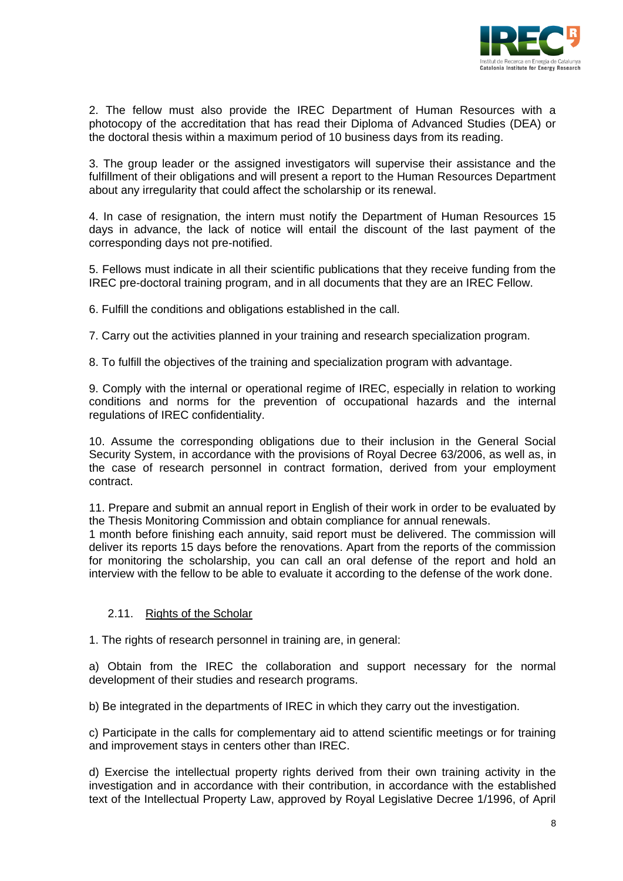2. The fellow must also provide the IREC Department of Human Resources with a photocopy of the accreditation that has read their Diploma of Advanced Studies (DEA) or the doctoral thesis within a maximum period of 10 business days from its reading.

3. The group leader or the assigned investigators will supervise their assistance and the fulfillment of their obligations and will present a report to the Human Resources Department about any irregularity that could affect the scholarship or its renewal.

4. In case of resignation, the intern must notify the Department of Human Resources 15 days in advance, the lack of notice will entail the discount of the last payment of the corresponding days not pre-notified.

5. Fellows must indicate in all their scientific publications that they receive funding from the IREC pre-doctoral training program, and in all documents that they are an IREC Fellow.

6. Fulfill the conditions and obligations established in the call.

7. Carry out the activities planned in your training and research specialization program.

8. To fulfill the objectives of the training and specialization program with advantage.

9. Comply with the internal or operational regime of IREC, especially in relation to working conditions and norms for the prevention of occupational hazards and the internal regulations of IREC confidentiality.

10. Assume the corresponding obligations due to their inclusion in the General Social Security System, in accordance with the provisions of Royal Decree 63/2006, as well as, in the case of research personnel in contract formation, derived from your employment contract.

11. Prepare and submit an annual report in English of their work in order to be evaluated by the Thesis Monitoring Commission and obtain compliance for annual renewals.
1 month before finishing each annuity, said report must be delivered. The commission will deliver its reports 15 days before the renovations. Apart from the reports of the commission for monitoring the scholarship, you can call an oral defense of the report and hold an interview with the fellow to be able to evaluate it according to the defense of the work done.

### 2.11. Rights of the Scholar

1. The rights of research personnel in training are, in general:

a) Obtain from the IREC the collaboration and support necessary for the normal development of their studies and research programs.

b) Be integrated in the departments of IREC in which they carry out the investigation.

c) Participate in the calls for complementary aid to attend scientific meetings or for training and improvement stays in centers other than IREC.

d) Exercise the intellectual property rights derived from their own training activity in the investigation and in accordance with their contribution, in accordance with the established text of the Intellectual Property Law, approved by Royal Legislative Decree 1/1996, of April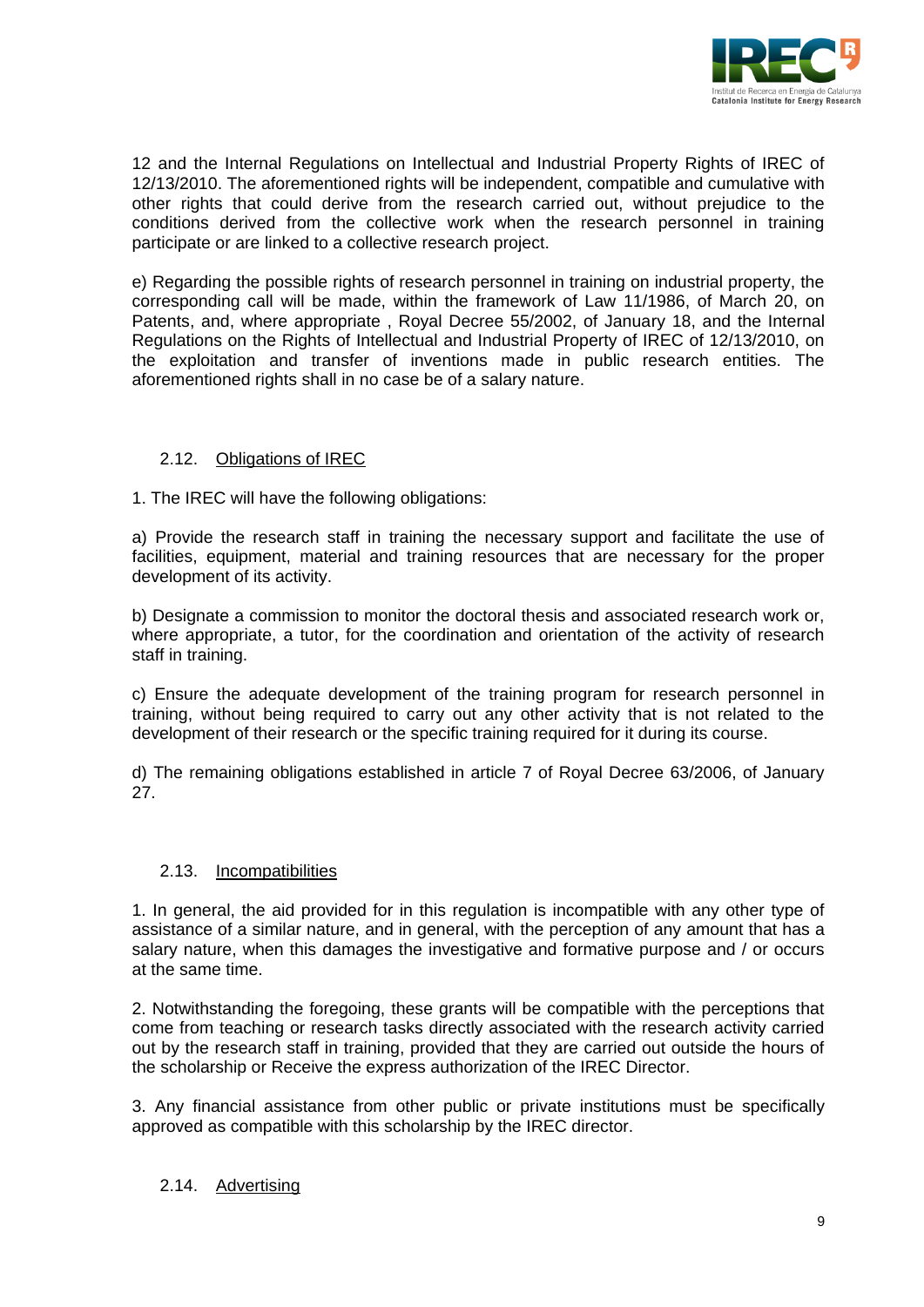12 and the Internal Regulations on Intellectual and Industrial Property Rights of IREC of 12/13/2010. The aforementioned rights will be independent, compatible and cumulative with other rights that could derive from the research carried out, without prejudice to the conditions derived from the collective work when the research personnel in training participate or are linked to a collective research project.

e) Regarding the possible rights of research personnel in training on industrial property, the corresponding call will be made, within the framework of Law 11/1986, of March 20, on Patents, and, where appropriate , Royal Decree 55/2002, of January 18, and the Internal Regulations on the Rights of Intellectual and Industrial Property of IREC of 12/13/2010, on the exploitation and transfer of inventions made in public research entities. The aforementioned rights shall in no case be of a salary nature.

### 2.12. Obligations of IREC

1. The IREC will have the following obligations:

a) Provide the research staff in training the necessary support and facilitate the use of facilities, equipment, material and training resources that are necessary for the proper development of its activity.

b) Designate a commission to monitor the doctoral thesis and associated research work or, where appropriate, a tutor, for the coordination and orientation of the activity of research staff in training.

c) Ensure the adequate development of the training program for research personnel in training, without being required to carry out any other activity that is not related to the development of their research or the specific training required for it during its course.

d) The remaining obligations established in article 7 of Royal Decree 63/2006, of January 27.

### 2.13. Incompatibilities

1. In general, the aid provided for in this regulation is incompatible with any other type of assistance of a similar nature, and in general, with the perception of any amount that has a salary nature, when this damages the investigative and formative purpose and / or occurs at the same time.

2. Notwithstanding the foregoing, these grants will be compatible with the perceptions that come from teaching or research tasks directly associated with the research activity carried out by the research staff in training, provided that they are carried out outside the hours of the scholarship or Receive the express authorization of the IREC Director.

3. Any financial assistance from other public or private institutions must be specifically approved as compatible with this scholarship by the IREC director.

### 2.14. Advertising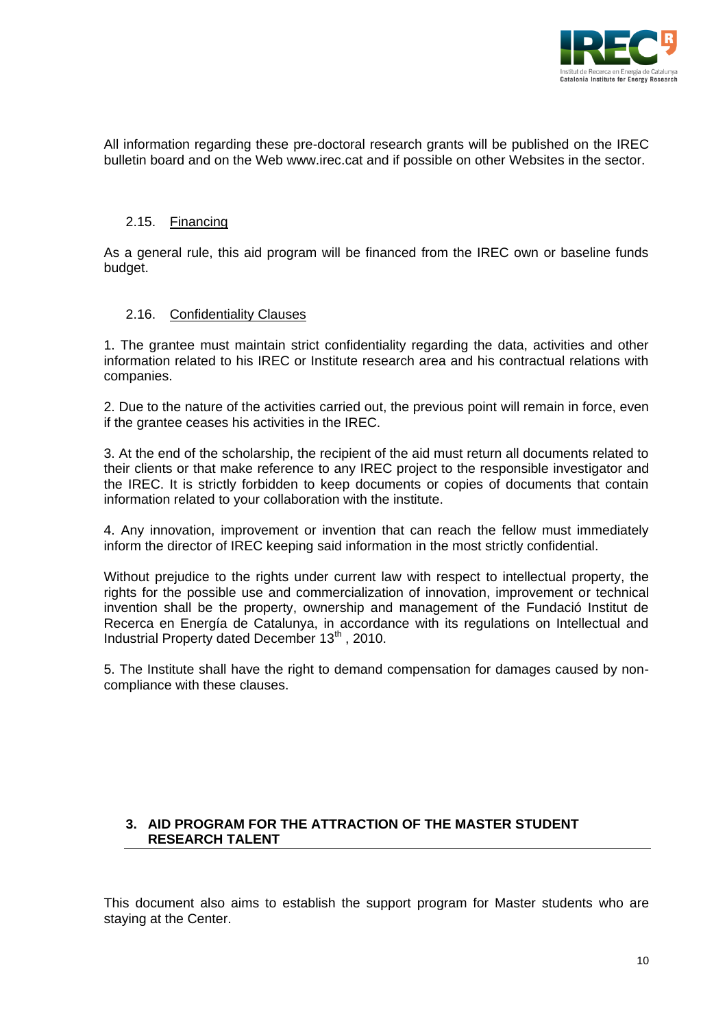All information regarding these pre-doctoral research grants will be published on the IREC bulletin board and on the Web www.irec.cat and if possible on other Websites in the sector.

### 2.15. Financing

As a general rule, this aid program will be financed from the IREC own or baseline funds budget.

### 2.16. Confidentiality Clauses

1. The grantee must maintain strict confidentiality regarding the data, activities and other information related to his IREC or Institute research area and his contractual relations with companies.

2. Due to the nature of the activities carried out, the previous point will remain in force, even if the grantee ceases his activities in the IREC.

3. At the end of the scholarship, the recipient of the aid must return all documents related to their clients or that make reference to any IREC project to the responsible investigator and the IREC. It is strictly forbidden to keep documents or copies of documents that contain information related to your collaboration with the institute.

4. Any innovation, improvement or invention that can reach the fellow must immediately inform the director of IREC keeping said information in the most strictly confidential.

Without prejudice to the rights under current law with respect to intellectual property, the rights for the possible use and commercialization of innovation, improvement or technical invention shall be the property, ownership and management of the Fundació Institut de Recerca en Energía de Catalunya, in accordance with its regulations on Intellectual and Industrial Property dated December 13th , 2010.

5. The Institute shall have the right to demand compensation for damages caused by non-compliance with these clauses.

## 3. AID PROGRAM FOR THE ATTRACTION OF THE MASTER STUDENT RESEARCH TALENT

This document also aims to establish the support program for Master students who are staying at the Center.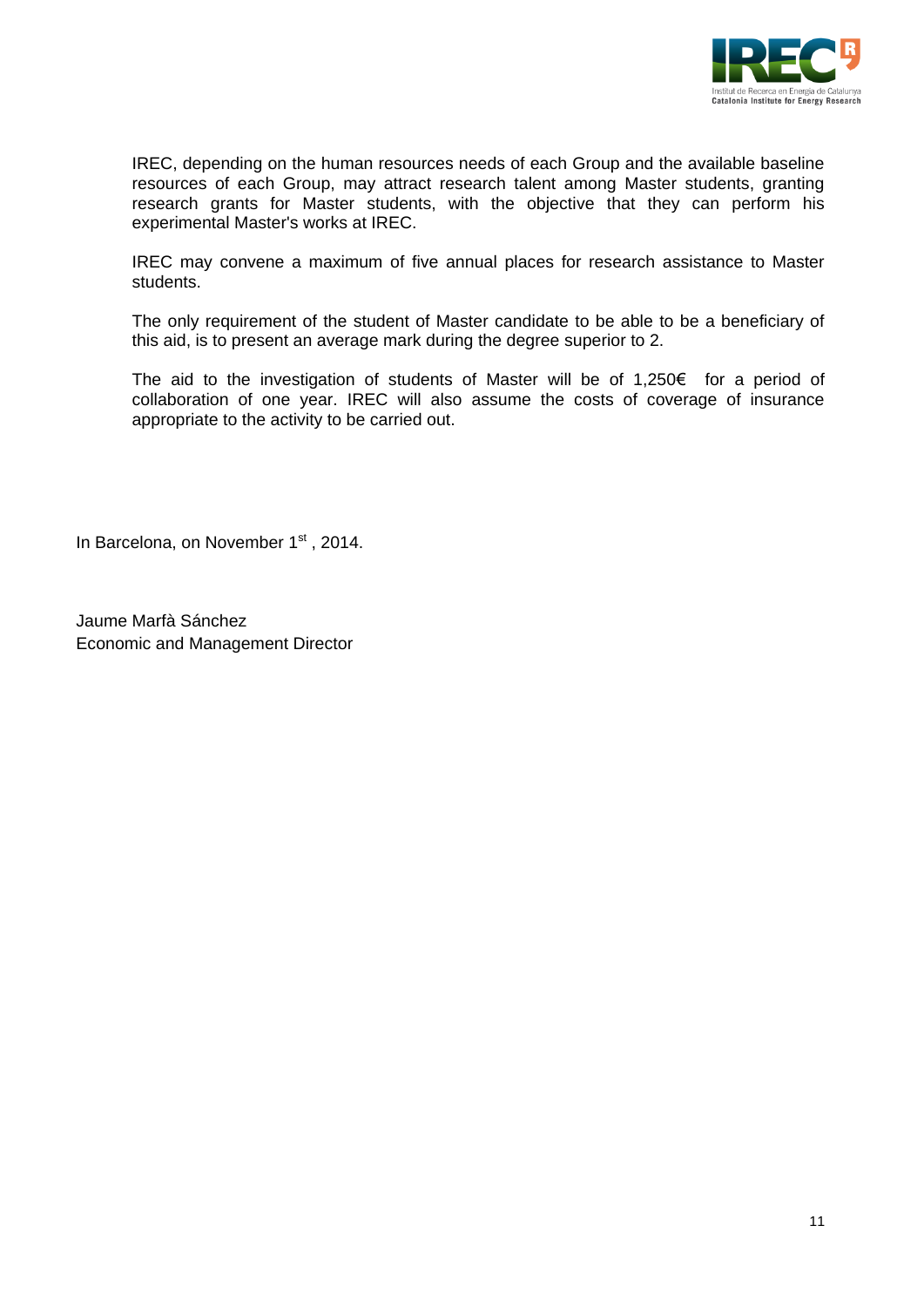IREC, depending on the human resources needs of each Group and the available baseline resources of each Group, may attract research talent among Master students, granting research grants for Master students, with the objective that they can perform his experimental Master's works at IREC.

IREC may convene a maximum of five annual places for research assistance to Master students.

The only requirement of the student of Master candidate to be able to be a beneficiary of this aid, is to present an average mark during the degree superior to 2.

The aid to the investigation of students of Master will be of 1,250€ for a period of collaboration of one year. IREC will also assume the costs of coverage of insurance appropriate to the activity to be carried out.

In Barcelona, on November 1st , 2014.

Jaume Marfà Sánchez
Economic and Management Director